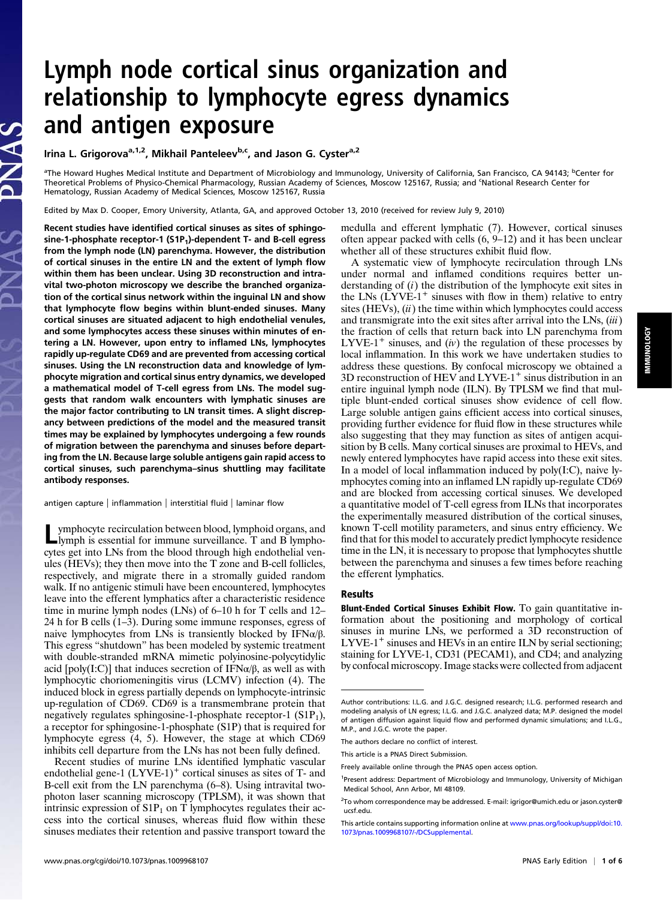# Lymph node cortical sinus organization and relationship to lymphocyte egress dynamics and antigen exposure

Irina L. Grigorova[a,1,2], Mikhail Panteleev[b,c], and Jason G. Cyster[a,2]

[a]The Howard Hughes Medical Institute and Department of Microbiology and Immunology, University of California, San Francisco, CA 94143; [b]Center for Theoretical Problems of Physico-Chemical Pharmacology, Russian Academy of Sciences, Moscow 125167, Russia; and [c]National Research Center for Hematology, Russian Academy of Medical Sciences, Moscow 125167, Russia

Edited by Max D. Cooper, Emory University, Atlanta, GA, and approved October 13, 2010 (received for review July 9, 2010)

**Recent studies have identified cortical sinuses as sites of sphingosine-1-phosphate receptor-1 ($S1P_1$)-dependent T- and B-cell egress from the lymph node (LN) parenchyma. However, the distribution of cortical sinuses in the entire LN and the extent of lymph flow within them has been unclear. Using 3D reconstruction and intravital two-photon microscopy we describe the branched organization of the cortical sinus network within the inguinal LN and show that lymphocyte flow begins within blunt-ended sinuses. Many cortical sinuses are situated adjacent to high endothelial venules, and some lymphocytes access these sinuses within minutes of entering a LN. However, upon entry to inflamed LNs, lymphocytes rapidly up-regulate CD69 and are prevented from accessing cortical sinuses. Using the LN reconstruction data and knowledge of lymphocyte migration and cortical sinus entry dynamics, we developed a mathematical model of T-cell egress from LNs. The model suggests that random walk encounters with lymphatic sinuses are the major factor contributing to LN transit times. A slight discrepancy between predictions of the model and the measured transit times may be explained by lymphocytes undergoing a few rounds of migration between the parenchyma and sinuses before departing from the LN. Because large soluble antigens gain rapid access to cortical sinuses, such parenchyma–sinus shuttling may facilitate antibody responses.**

antigen capture | inflammation | interstitial fluid | laminar flow

Lymphocyte recirculation between blood, lymphoid organs, and lymph is essential for immune surveillance. T and B lymphocytes get into LNs from the blood through high endothelial venules (HEVs); they then move into the T zone and B-cell follicles, respectively, and migrate there in a stromally guided random walk. If no antigenic stimuli have been encountered, lymphocytes leave into the efferent lymphatics after a characteristic residence time in murine lymph nodes (LNs) of 6–10 h for T cells and 12–24 h for B cells (1–3). During some immune responses, egress of naive lymphocytes from LNs is transiently blocked by IFNα/β. This egress "shutdown" has been modeled by systemic treatment with double-stranded mRNA mimetic polyinosine-polycytidylic acid [poly(I:C)] that induces secretion of IFNα/β, as well as with lymphocytic choriomeningitis virus (LCMV) infection (4). The induced block in egress partially depends on lymphocyte-intrinsic up-regulation of CD69. CD69 is a transmembrane protein that negatively regulates sphingosine-1-phosphate receptor-1 ($S1P_1$), a receptor for sphingosine-1-phosphate (S1P) that is required for lymphocyte egress (4, 5). However, the stage at which CD69 inhibits cell departure from the LNs has not been fully defined.

Recent studies of murine LNs identified lymphatic vascular endothelial gene-1 (LYVE-1)$^+$ cortical sinuses as sites of T- and B-cell exit from the LN parenchyma (6–8). Using intravital two-photon laser scanning microscopy (TPLSM), it was shown that intrinsic expression of $S1P_1$ on T lymphocytes regulates their access into the cortical sinuses, whereas fluid flow within these sinuses mediates their retention and passive transport toward the medulla and efferent lymphatic (7). However, cortical sinuses often appear packed with cells (6, 9–12) and it has been unclear whether all of these structures exhibit fluid flow.

A systematic view of lymphocyte recirculation through LNs under normal and inflamed conditions requires better understanding of (*i*) the distribution of the lymphocyte exit sites in the LNs (LYVE-1$^+$ sinuses with flow in them) relative to entry sites (HEVs), (*ii*) the time within which lymphocytes could access and transmigrate into the exit sites after arrival into the LNs, (*iii*) the fraction of cells that return back into LN parenchyma from LYVE-1$^+$ sinuses, and (*iv*) the regulation of these processes by local inflammation. In this work we have undertaken studies to address these questions. By confocal microscopy we obtained a 3D reconstruction of HEV and LYVE-1$^+$ sinus distribution in an entire inguinal lymph node (ILN). By TPLSM we find that multiple blunt-ended cortical sinuses show evidence of cell flow. Large soluble antigen gains efficient access into cortical sinuses, providing further evidence for fluid flow in these structures while also suggesting that they may function as sites of antigen acquisition by B cells. Many cortical sinuses are proximal to HEVs, and newly entered lymphocytes have rapid access into these exit sites. In a model of local inflammation induced by poly(I:C), naive lymphocytes coming into an inflamed LN rapidly up-regulate CD69 and are blocked from accessing cortical sinuses. We developed a quantitative model of T-cell egress from ILNs that incorporates the experimentally measured distribution of the cortical sinuses, known T-cell motility parameters, and sinus entry efficiency. We find that for this model to accurately predict lymphocyte residence time in the LN, it is necessary to propose that lymphocytes shuttle between the parenchyma and sinuses a few times before reaching the efferent lymphatics.

## Results

**Blunt-Ended Cortical Sinuses Exhibit Flow.** To gain quantitative information about the positioning and morphology of cortical sinuses in murine LNs, we performed a 3D reconstruction of LYVE-1$^+$ sinuses and HEVs in an entire ILN by serial sectioning; staining for LYVE-1, CD31 (PECAM1), and CD4; and analyzing by confocal microscopy. Image stacks were collected from adjacent

Author contributions: I.L.G. and J.G.C. designed research; I.L.G. performed research and modeling analysis of LN egress; I.L.G. and J.G.C. analyzed data; M.P. designed the model of antigen diffusion against liquid flow and performed dynamic simulations; and I.L.G., M.P., and J.G.C. wrote the paper.

The authors declare no conflict of interest.

This article is a PNAS Direct Submission.

Freely available online through the PNAS open access option.

[1]Present address: Department of Microbiology and Immunology, University of Michigan Medical School, Ann Arbor, MI 48109.

[2]To whom correspondence may be addressed. E-mail: igrigor@umich.edu or jason.cyster@ucsf.edu.

This article contains supporting information online at www.pnas.org/lookup/suppl/doi:10.1073/pnas.1009968107/-/DCSupplemental.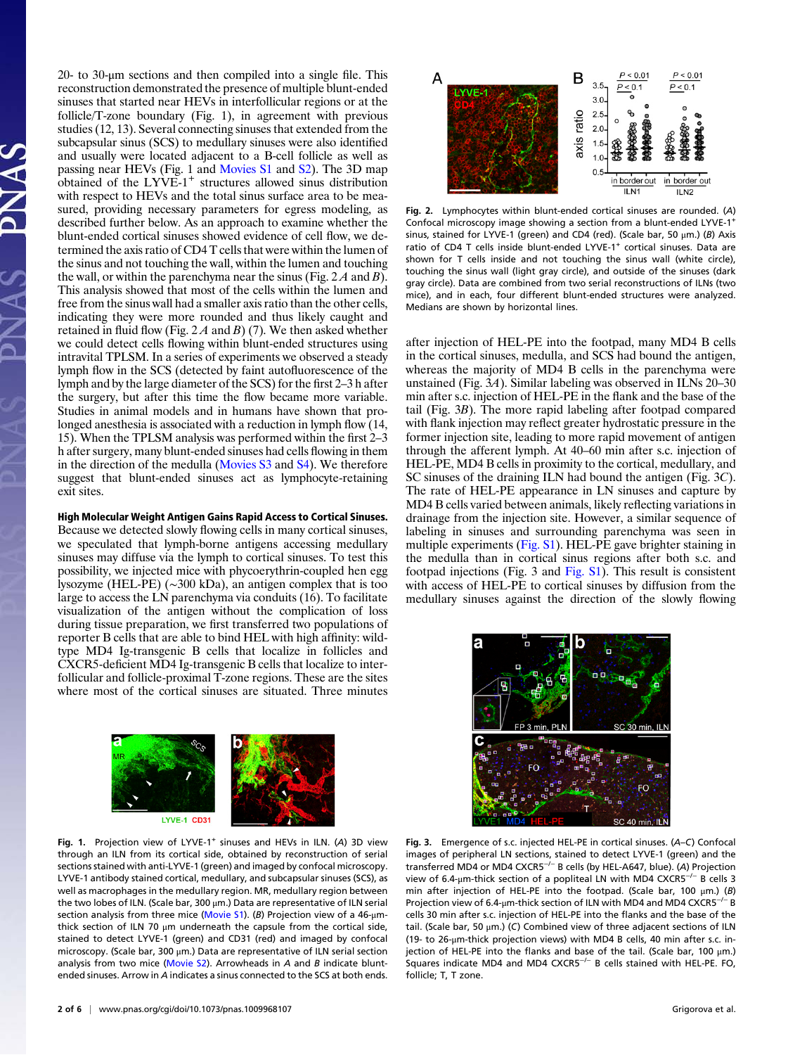20- to 30-μm sections and then compiled into a single file. This reconstruction demonstrated the presence of multiple blunt-ended sinuses that started near HEVs in interfollicular regions or at the follicle/T-zone boundary (Fig. 1), in agreement with previous studies (12, 13). Several connecting sinuses that extended from the subcapsular sinus (SCS) to medullary sinuses were also identified and usually were located adjacent to a B-cell follicle as well as passing near HEVs (Fig. 1 and Movies S1 and S2). The 3D map obtained of the LYVE-1$^{+}$ structures allowed sinus distribution with respect to HEVs and the total sinus surface area to be measured, providing necessary parameters for egress modeling, as described further below. As an approach to examine whether the blunt-ended cortical sinuses showed evidence of cell flow, we determined the axis ratio of CD4 T cells that were within the lumen of the sinus and not touching the wall, within the lumen and touching the wall, or within the parenchyma near the sinus (Fig. 2 *A* and *B*). This analysis showed that most of the cells within the lumen and free from the sinus wall had a smaller axis ratio than the other cells, indicating they were more rounded and thus likely caught and retained in fluid flow (Fig. 2 *A* and *B*) (7). We then asked whether we could detect cells flowing within blunt-ended structures using intravital TPLSM. In a series of experiments we observed a steady lymph flow in the SCS (detected by faint autofluorescence of the lymph and by the large diameter of the SCS) for the first 2–3 h after the surgery, but after this time the flow became more variable. Studies in animal models and in humans have shown that prolonged anesthesia is associated with a reduction in lymph flow (14, 15). When the TPLSM analysis was performed within the first 2–3 h after surgery, many blunt-ended sinuses had cells flowing in them in the direction of the medulla (Movies S3 and S4). We therefore suggest that blunt-ended sinuses act as lymphocyte-retaining exit sites.

**High Molecular Weight Antigen Gains Rapid Access to Cortical Sinuses.** Because we detected slowly flowing cells in many cortical sinuses, we speculated that lymph-borne antigens accessing medullary sinuses may diffuse via the lymph to cortical sinuses. To test this possibility, we injected mice with phycoerythrin-coupled hen egg lysozyme (HEL-PE) (~300 kDa), an antigen complex that is too large to access the LN parenchyma via conduits (16). To facilitate visualization of the antigen without the complication of loss during tissue preparation, we first transferred two populations of reporter B cells that are able to bind HEL with high affinity: wild-type MD4 Ig-transgenic B cells that localize in follicles and CXCR5-deficient MD4 Ig-transgenic B cells that localize to interfollicular and follicle-proximal T-zone regions. These are the sites where most of the cortical sinuses are situated. Three minutes after injection of HEL-PE into the footpad, many MD4 B cells in the cortical sinuses, medulla, and SCS had bound the antigen, whereas the majority of MD4 B cells in the parenchyma were unstained (Fig. 3*A*). Similar labeling was observed in ILNs 20–30 min after s.c. injection of HEL-PE in the flank and the base of the tail (Fig. 3*B*). The more rapid labeling after footpad compared with flank injection may reflect greater hydrostatic pressure in the former injection site, leading to more rapid movement of antigen through the afferent lymph. At 40–60 min after s.c. injection of HEL-PE, MD4 B cells in proximity to the cortical, medullary, and SC sinuses of the draining ILN had bound the antigen (Fig. 3*C*). The rate of HEL-PE appearance in LN sinuses and capture by MD4 B cells varied between animals, likely reflecting variations in drainage from the injection site. However, a similar sequence of labeling in sinuses and surrounding parenchyma was seen in multiple experiments (Fig. S1). HEL-PE gave brighter staining in the medulla than in cortical sinus regions after both s.c. and footpad injections (Fig. 3 and Fig. S1). This result is consistent with access of HEL-PE to cortical sinuses by diffusion from the medullary sinuses against the direction of the slowly flowing

**Fig. 1.** Projection view of LYVE-1$^{+}$ sinuses and HEVs in ILN. (*A*) 3D view through an ILN from its cortical side, obtained by reconstruction of serial sections stained with anti-LYVE-1 (green) and imaged by confocal microscopy. LYVE-1 antibody stained cortical, medullary, and subcapsular sinuses (SCS), as well as macrophages in the medullary region between the two lobes of ILN. MR, medullary region. (Scale bar, 300 μm.) Data are representative of ILN serial section analysis from three mice (Movie S1). (*B*) Projection view of a 46-μm-thick section of ILN 70 μm underneath the capsule from the cortical side, stained to detect LYVE-1 (green) and CD31 (red) and imaged by confocal microscopy. (Scale bar, 300 μm.) Data are representative of ILN serial section analysis from two mice (Movie S2). Arrowheads in *A* and *B* indicate blunt-ended sinuses. Arrow in *A* indicates a sinus connected to the SCS at both ends.

**Fig. 2.** Lymphocytes within blunt-ended cortical sinuses are rounded. (*A*) Confocal microscopy image showing a section from a blunt-ended LYVE-1$^{+}$ sinus, stained for LYVE-1 (green) and CD4 (red). (Scale bar, 50 μm.) (*B*) Axis ratio of CD4 T cells inside blunt-ended LYVE-1$^{+}$ cortical sinuses. Data are shown for T cells inside and not touching the sinus wall (white circle), touching the sinus wall (light gray circle), and outside of the sinuses (dark gray circle). Data are combined from two serial reconstructions of ILNs (two mice), and in each, four different blunt-ended structures were analyzed. Medians are shown by horizontal lines.

**Fig. 3.** Emergence of s.c. injected HEL-PE in cortical sinuses. (*A*–*C*) Confocal images of peripheral LN sections, stained to detect LYVE-1 (green) and the transferred MD4 or MD4 CXCR5$^{-/-}$ B cells (by HEL-A647, blue). (*A*) Projection view of 6.4-μm-thick section of a popliteal LN with MD4 CXCR5$^{-/-}$ B cells 3 min after injection of HEL-PE into the footpad. (Scale bar, 100 μm.) (*B*) Projection view of 6.4-μm-thick section of ILN with MD4 and MD4 CXCR5$^{-/-}$ B cells 30 min after s.c. injection of HEL-PE into the flanks and the base of the tail. (Scale bar, 50 μm.) (*C*) Combined view of three adjacent sections of ILN (19- to 26-μm-thick projection views) with MD4 B cells, 40 min after s.c. injection of HEL-PE into the flanks and base of the tail. (Scale bar, 100 μm.) Squares indicate MD4 and MD4 CXCR5$^{-/-}$ B cells stained with HEL-PE. FO, follicle; T, T zone.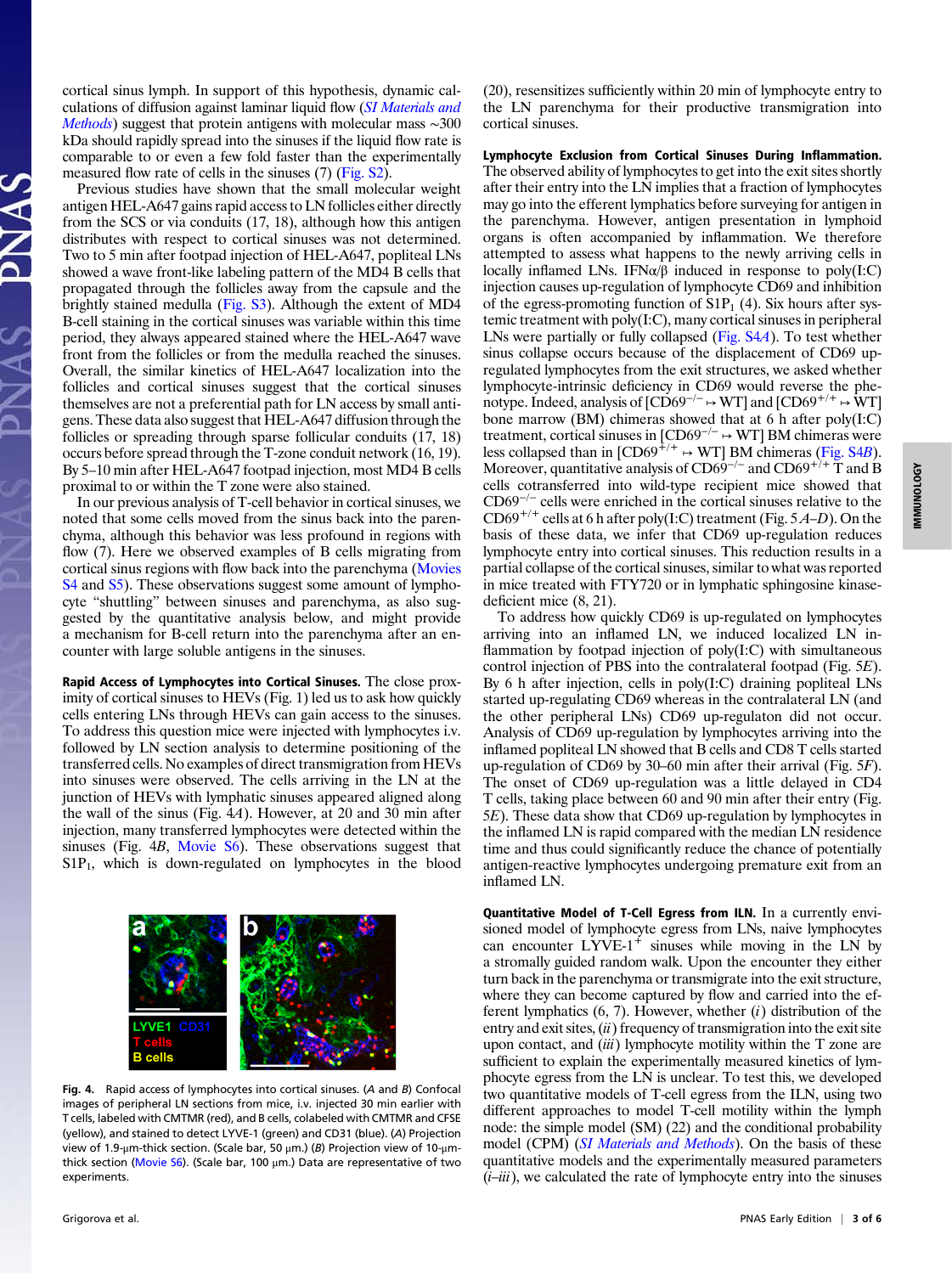cortical sinus lymph. In support of this hypothesis, dynamic calculations of diffusion against laminar liquid flow (*SI Materials and Methods*) suggest that protein antigens with molecular mass ∼300 kDa should rapidly spread into the sinuses if the liquid flow rate is comparable to or even a few fold faster than the experimentally measured flow rate of cells in the sinuses (7) (Fig. S2).

Previous studies have shown that the small molecular weight antigen HEL-A647 gains rapid access to LN follicles either directly from the SCS or via conduits (17, 18), although how this antigen distributes with respect to cortical sinuses was not determined. Two to 5 min after footpad injection of HEL-A647, popliteal LNs showed a wave front-like labeling pattern of the MD4 B cells that propagated through the follicles away from the capsule and the brightly stained medulla (Fig. S3). Although the extent of MD4 B-cell staining in the cortical sinuses was variable within this time period, they always appeared stained where the HEL-A647 wave front from the follicles or from the medulla reached the sinuses. Overall, the similar kinetics of HEL-A647 localization into the follicles and cortical sinuses suggest that the cortical sinuses themselves are not a preferential path for LN access by small antigens. These data also suggest that HEL-A647 diffusion through the follicles or spreading through sparse follicular conduits (17, 18) occurs before spread through the T-zone conduit network (16, 19). By 5–10 min after HEL-A647 footpad injection, most MD4 B cells proximal to or within the T zone were also stained.

In our previous analysis of T-cell behavior in cortical sinuses, we noted that some cells moved from the sinus back into the parenchyma, although this behavior was less profound in regions with flow (7). Here we observed examples of B cells migrating from cortical sinus regions with flow back into the parenchyma (Movies S4 and S5). These observations suggest some amount of lymphocyte "shuttling" between sinuses and parenchyma, as also suggested by the quantitative analysis below, and might provide a mechanism for B-cell return into the parenchyma after an encounter with large soluble antigens in the sinuses.

**Rapid Access of Lymphocytes into Cortical Sinuses.** The close proximity of cortical sinuses to HEVs (Fig. 1) led us to ask how quickly cells entering LNs through HEVs can gain access to the sinuses. To address this question mice were injected with lymphocytes i.v. followed by LN section analysis to determine positioning of the transferred cells. No examples of direct transmigration from HEVs into sinuses were observed. The cells arriving in the LN at the junction of HEVs with lymphatic sinuses appeared aligned along the wall of the sinus (Fig. 4*A*). However, at 20 and 30 min after injection, many transferred lymphocytes were detected within the sinuses (Fig. 4*B*, Movie S6). These observations suggest that $S1P_1$, which is down-regulated on lymphocytes in the blood (20), resensitizes sufficiently within 20 min of lymphocyte entry to the LN parenchyma for their productive transmigration into cortical sinuses.

Fig. 4. Rapid access of lymphocytes into cortical sinuses. (*A* and *B*) Confocal images of peripheral LN sections from mice, i.v. injected 30 min earlier with T cells, labeled with CMTMR (red), and B cells, colabeled with CMTMR and CFSE (yellow), and stained to detect LYVE-1 (green) and CD31 (blue). (*A*) Projection view of 1.9-μm-thick section. (Scale bar, 50 μm.) (*B*) Projection view of 10-μm-thick section (Movie S6). (Scale bar, 100 μm.) Data are representative of two experiments.

**Lymphocyte Exclusion from Cortical Sinuses During Inflammation.** The observed ability of lymphocytes to get into the exit sites shortly after their entry into the LN implies that a fraction of lymphocytes may go into the efferent lymphatics before surveying for antigen in the parenchyma. However, antigen presentation in lymphoid organs is often accompanied by inflammation. We therefore attempted to assess what happens to the newly arriving cells in locally inflamed LNs. IFNα/β induced in response to poly(I:C) injection causes up-regulation of lymphocyte CD69 and inhibition of the egress-promoting function of $S1P_1$ (4). Six hours after systemic treatment with poly(I:C), many cortical sinuses in peripheral LNs were partially or fully collapsed (Fig. S4*A*). To test whether sinus collapse occurs because of the displacement of CD69 up-regulated lymphocytes from the exit structures, we asked whether lymphocyte-intrinsic deficiency in CD69 would reverse the phenotype. Indeed, analysis of [$CD69^{-/-}$ ↦ WT] and [$CD69^{+/+}$ ↦ WT] bone marrow (BM) chimeras showed that at 6 h after poly(I:C) treatment, cortical sinuses in [$CD69^{-/-}$ ↦ WT] BM chimeras were less collapsed than in [$CD69^{+/+}$ ↦ WT] BM chimeras (Fig. S4*B*). Moreover, quantitative analysis of $CD69^{-/-}$ and $CD69^{+/+}$ T and B cells cotransferred into wild-type recipient mice showed that $CD69^{-/-}$ cells were enriched in the cortical sinuses relative to the $CD69^{+/+}$ cells at 6 h after poly(I:C) treatment (Fig. 5 *A*–*D*). On the basis of these data, we infer that CD69 up-regulation reduces lymphocyte entry into cortical sinuses. This reduction results in a partial collapse of the cortical sinuses, similar to what was reported in mice treated with FTY720 or in lymphatic sphingosine kinase-deficient mice (8, 21).

To address how quickly CD69 is up-regulated on lymphocytes arriving into an inflamed LN, we induced localized LN inflammation by footpad injection of poly(I:C) with simultaneous control injection of PBS into the contralateral footpad (Fig. 5*E*). By 6 h after injection, cells in poly(I:C) draining popliteal LNs started up-regulating CD69 whereas in the contralateral LN (and the other peripheral LNs) CD69 up-regulaton did not occur. Analysis of CD69 up-regulation by lymphocytes arriving into the inflamed popliteal LN showed that B cells and CD8 T cells started up-regulation of CD69 by 30–60 min after their arrival (Fig. 5*F*). The onset of CD69 up-regulation was a little delayed in CD4 T cells, taking place between 60 and 90 min after their entry (Fig. 5*E*). These data show that CD69 up-regulation by lymphocytes in the inflamed LN is rapid compared with the median LN residence time and thus could significantly reduce the chance of potentially antigen-reactive lymphocytes undergoing premature exit from an inflamed LN.

**Quantitative Model of T-Cell Egress from ILN.** In a currently envisioned model of lymphocyte egress from LNs, naive lymphocytes can encounter $LYVE\text{-}1^{+}$ sinuses while moving in the LN by a stromally guided random walk. Upon the encounter they either turn back in the parenchyma or transmigrate into the exit structure, where they can become captured by flow and carried into the efferent lymphatics (6, 7). However, whether (*i*) distribution of the entry and exit sites, (*ii*) frequency of transmigration into the exit site upon contact, and (*iii*) lymphocyte motility within the T zone are sufficient to explain the experimentally measured kinetics of lymphocyte egress from the LN is unclear. To test this, we developed two quantitative models of T-cell egress from the ILN, using two different approaches to model T-cell motility within the lymph node: the simple model (SM) (22) and the conditional probability model (CPM) (*SI Materials and Methods*). On the basis of these quantitative models and the experimentally measured parameters (*i*–*iii*), we calculated the rate of lymphocyte entry into the sinuses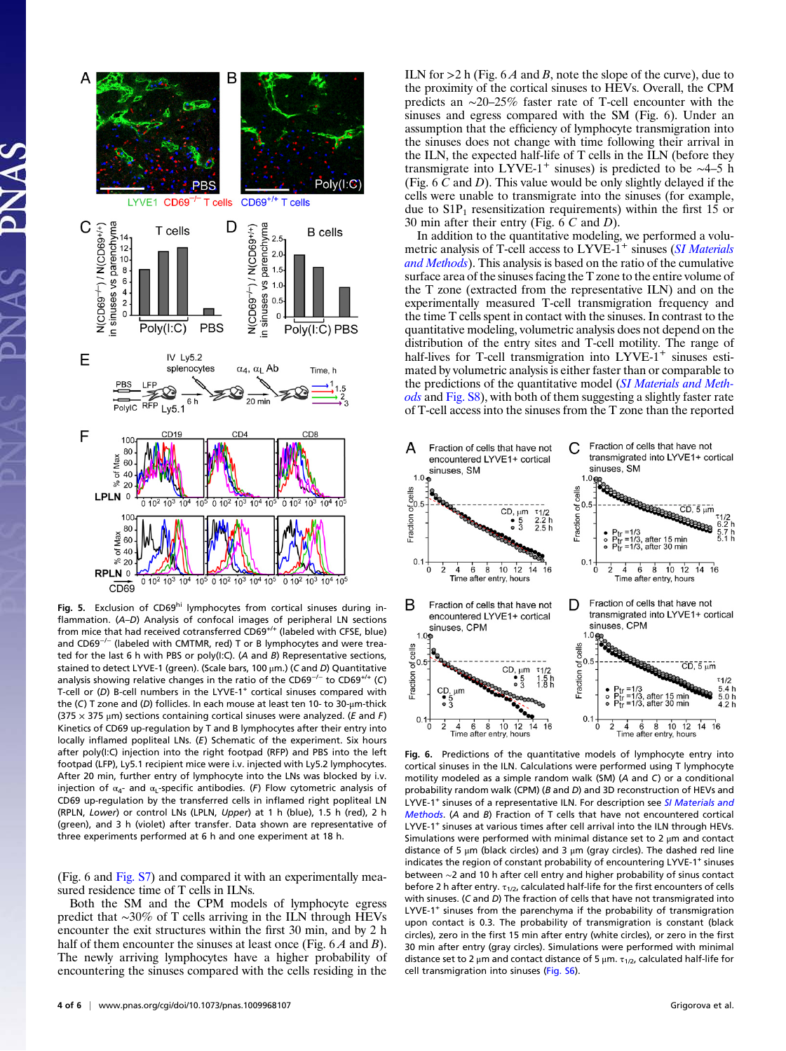Fig. 5. Exclusion of CD69[hi] lymphocytes from cortical sinuses during inflammation. (*A*–*D*) Analysis of confocal images of peripheral LN sections from mice that had received cotransferred CD69$^{+/+}$ (labeled with CFSE, blue) and CD69$^{-/-}$ (labeled with CMTMR, red) T or B lymphocytes and were treated for the last 6 h with PBS or poly(I:C). (*A* and *B*) Representative sections, stained to detect LYVE-1 (green). (Scale bars, 100 µm.) (*C* and *D*) Quantitative analysis showing relative changes in the ratio of the CD69$^{-/-}$ to CD69$^{+/+}$ (*C*) T-cell or (*D*) B-cell numbers in the LYVE-1$^+$ cortical sinuses compared with the (*C*) T zone and (*D*) follicles. In each mouse at least ten 10- to 30-µm-thick (375 × 375 µm) sections containing cortical sinuses were analyzed. (*E* and *F*) Kinetics of CD69 up-regulation by T and B lymphocytes after their entry into locally inflamed popliteal LNs. (*E*) Schematic of the experiment. Six hours after poly(I:C) injection into the right footpad (RFP) and PBS into the left footpad (LFP), Ly5.1 recipient mice were i.v. injected with Ly5.2 lymphocytes. After 20 min, further entry of lymphocyte into the LNs was blocked by i.v. injection of $\alpha_4$- and $\alpha_L$-specific antibodies. (*F*) Flow cytometric analysis of CD69 up-regulation by the transferred cells in inflamed right popliteal LN (RPLN, *Lower*) or control LNs (LPLN, *Upper*) at 1 h (blue), 1.5 h (red), 2 h (green), and 3 h (violet) after transfer. Data shown are representative of three experiments performed at 6 h and one experiment at 18 h.

(Fig. 6 and Fig. S7) and compared it with an experimentally measured residence time of T cells in ILNs.

Both the SM and the CPM models of lymphocyte egress predict that ∼30% of T cells arriving in the ILN through HEVs encounter the exit structures within the first 30 min, and by 2 h half of them encounter the sinuses at least once (Fig. 6 *A* and *B*). The newly arriving lymphocytes have a higher probability of encountering the sinuses compared with the cells residing in the ILN for >2 h (Fig. 6 *A* and *B*, note the slope of the curve), due to the proximity of the cortical sinuses to HEVs. Overall, the CPM predicts an ∼20–25% faster rate of T-cell encounter with the sinuses and egress compared with the SM (Fig. 6). Under an assumption that the efficiency of lymphocyte transmigration into the sinuses does not change with time following their arrival in the ILN, the expected half-life of T cells in the ILN (before they transmigrate into LYVE-1$^+$ sinuses) is predicted to be ∼4–5 h (Fig. 6 *C* and *D*). This value would be only slightly delayed if the cells were unable to transmigrate into the sinuses (for example, due to $S1P_1$ resensitization requirements) within the first 15 or 30 min after their entry (Fig. 6 *C* and *D*).

In addition to the quantitative modeling, we performed a volumetric analysis of T-cell access to LYVE-1$^+$ sinuses (*SI Materials and Methods*). This analysis is based on the ratio of the cumulative surface area of the sinuses facing the T zone to the entire volume of the T zone (extracted from the representative ILN) and on the experimentally measured T-cell transmigration frequency and the time T cells spent in contact with the sinuses. In contrast to the quantitative modeling, volumetric analysis does not depend on the distribution of the entry sites and T-cell motility. The range of half-lives for T-cell transmigration into LYVE-1$^+$ sinuses estimated by volumetric analysis is either faster than or comparable to the predictions of the quantitative model (*SI Materials and Methods* and Fig. S8), with both of them suggesting a slightly faster rate of T-cell access into the sinuses from the T zone than the reported

Fig. 6. Predictions of the quantitative models of lymphocyte entry into cortical sinuses in the ILN. Calculations were performed using T lymphocyte motility modeled as a simple random walk (SM) (*A* and *C*) or a conditional probability random walk (CPM) (*B* and *D*) and 3D reconstruction of HEVs and LYVE-1$^+$ sinuses of a representative ILN. For description see *SI Materials and Methods*. (*A* and *B*) Fraction of T cells that have not encountered cortical LYVE-1$^+$ sinuses at various times after cell arrival into the ILN through HEVs. Simulations were performed with minimal distance set to 2 µm and contact distance of 5 µm (black circles) and 3 µm (gray circles). The dashed red line indicates the region of constant probability of encountering LYVE-1$^+$ sinuses between ∼2 and 10 h after cell entry and higher probability of sinus contact before 2 h after entry. $\tau_{1/2}$, calculated half-life for the first encounters of cells with sinuses. (*C* and *D*) The fraction of cells that have not transmigrated into LYVE-1$^+$ sinuses from the parenchyma if the probability of transmigration upon contact is 0.3. The probability of transmigration is constant (black circles), zero in the first 15 min after entry (white circles), or zero in the first 30 min after entry (gray circles). Simulations were performed with minimal distance set to 2 µm and contact distance of 5 µm. $\tau_{1/2}$, calculated half-life for cell transmigration into sinuses (Fig. S6).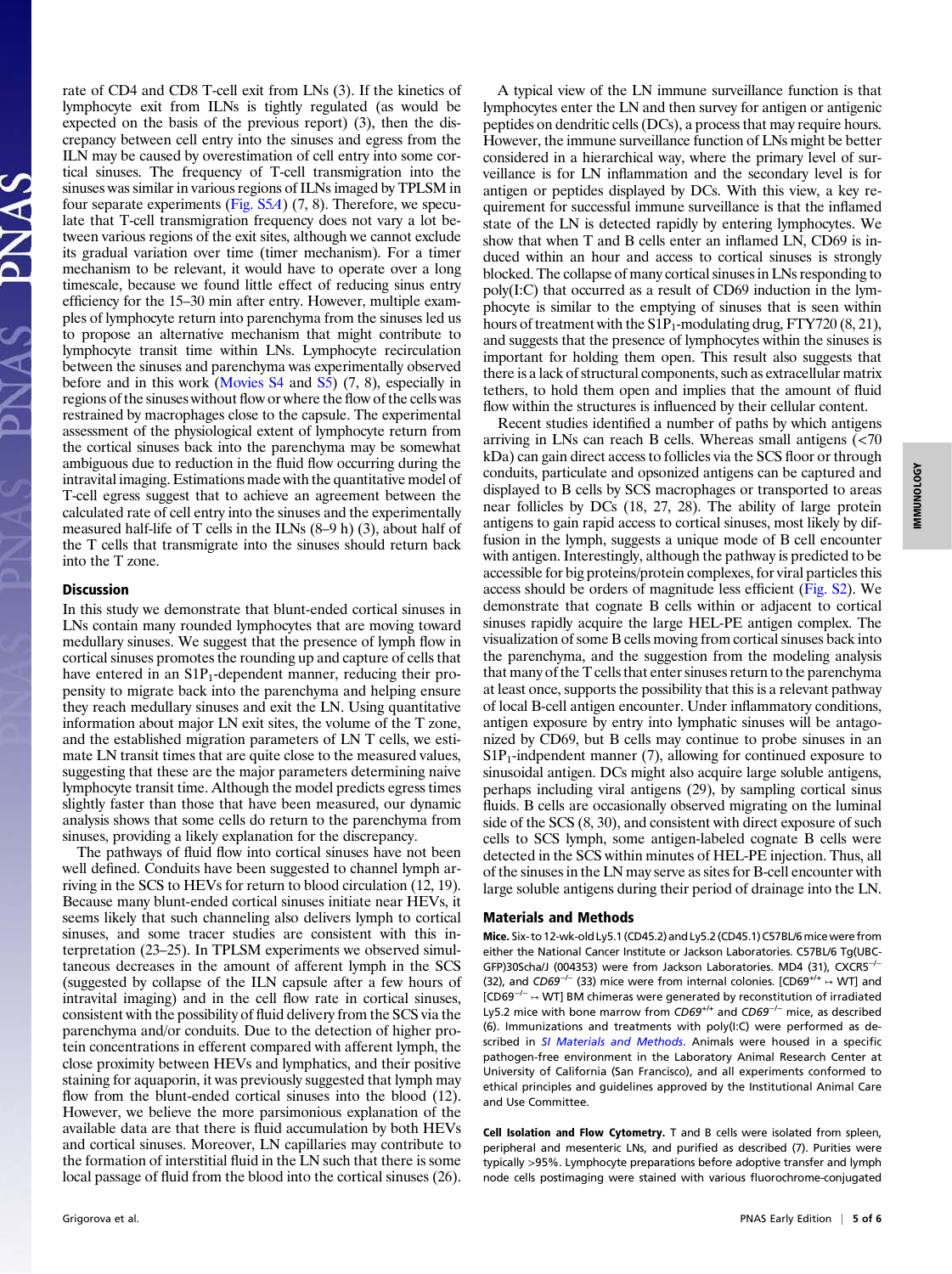rate of CD4 and CD8 T-cell exit from LNs (3). If the kinetics of lymphocyte exit from ILNs is tightly regulated (as would be expected on the basis of the previous report) (3), then the discrepancy between cell entry into the sinuses and egress from the ILN may be caused by overestimation of cell entry into some cortical sinuses. The frequency of T-cell transmigration into the sinuses was similar in various regions of ILNs imaged by TPLSM in four separate experiments (Fig. S5A) (7, 8). Therefore, we speculate that T-cell transmigration frequency does not vary a lot between various regions of the exit sites, although we cannot exclude its gradual variation over time (timer mechanism). For a timer mechanism to be relevant, it would have to operate over a long timescale, because we found little effect of reducing sinus entry efficiency for the 15–30 min after entry. However, multiple examples of lymphocyte return into parenchyma from the sinuses led us to propose an alternative mechanism that might contribute to lymphocyte transit time within LNs. Lymphocyte recirculation between the sinuses and parenchyma was experimentally observed before and in this work (Movies S4 and S5) (7, 8), especially in regions of the sinuses without flow or where the flow of the cells was restrained by macrophages close to the capsule. The experimental assessment of the physiological extent of lymphocyte return from the cortical sinuses back into the parenchyma may be somewhat ambiguous due to reduction in the fluid flow occurring during the intravital imaging. Estimations made with the quantitative model of T-cell egress suggest that to achieve an agreement between the calculated rate of cell entry into the sinuses and the experimentally measured half-life of T cells in the ILNs (8–9 h) (3), about half of the T cells that transmigrate into the sinuses should return back into the T zone.

## Discussion

In this study we demonstrate that blunt-ended cortical sinuses in LNs contain many rounded lymphocytes that are moving toward medullary sinuses. We suggest that the presence of lymph flow in cortical sinuses promotes the rounding up and capture of cells that have entered in an $S1P_1$-dependent manner, reducing their propensity to migrate back into the parenchyma and helping ensure they reach medullary sinuses and exit the LN. Using quantitative information about major LN exit sites, the volume of the T zone, and the established migration parameters of LN T cells, we estimate LN transit times that are quite close to the measured values, suggesting that these are the major parameters determining naive lymphocyte transit time. Although the model predicts egress times slightly faster than those that have been measured, our dynamic analysis shows that some cells do return to the parenchyma from sinuses, providing a likely explanation for the discrepancy.

The pathways of fluid flow into cortical sinuses have not been well defined. Conduits have been suggested to channel lymph arriving in the SCS to HEVs for return to blood circulation (12, 19). Because many blunt-ended cortical sinuses initiate near HEVs, it seems likely that such channeling also delivers lymph to cortical sinuses, and some tracer studies are consistent with this interpretation (23–25). In TPLSM experiments we observed simultaneous decreases in the amount of afferent lymph in the SCS (suggested by collapse of the ILN capsule after a few hours of intravital imaging) and in the cell flow rate in cortical sinuses, consistent with the possibility of fluid delivery from the SCS via the parenchyma and/or conduits. Due to the detection of higher protein concentrations in efferent compared with afferent lymph, the close proximity between HEVs and lymphatics, and their positive staining for aquaporin, it was previously suggested that lymph may flow from the blunt-ended cortical sinuses into the blood (12). However, we believe the more parsimonious explanation of the available data are that there is fluid accumulation by both HEVs and cortical sinuses. Moreover, LN capillaries may contribute to the formation of interstitial fluid in the LN such that there is some local passage of fluid from the blood into the cortical sinuses (26).

A typical view of the LN immune surveillance function is that lymphocytes enter the LN and then survey for antigen or antigenic peptides on dendritic cells (DCs), a process that may require hours. However, the immune surveillance function of LNs might be better considered in a hierarchical way, where the primary level of surveillance is for LN inflammation and the secondary level is for antigen or peptides displayed by DCs. With this view, a key requirement for successful immune surveillance is that the inflamed state of the LN is detected rapidly by entering lymphocytes. We show that when T and B cells enter an inflamed LN, CD69 is induced within an hour and access to cortical sinuses is strongly blocked. The collapse of many cortical sinuses in LNs responding to poly(I:C) that occurred as a result of CD69 induction in the lymphocyte is similar to the emptying of sinuses that is seen within hours of treatment with the $S1P_1$-modulating drug, FTY720 (8, 21), and suggests that the presence of lymphocytes within the sinuses is important for holding them open. This result also suggests that there is a lack of structural components, such as extracellular matrix tethers, to hold them open and implies that the amount of fluid flow within the structures is influenced by their cellular content.

Recent studies identified a number of paths by which antigens arriving in LNs can reach B cells. Whereas small antigens (<70 kDa) can gain direct access to follicles via the SCS floor or through conduits, particulate and opsonized antigens can be captured and displayed to B cells by SCS macrophages or transported to areas near follicles by DCs (18, 27, 28). The ability of large protein antigens to gain rapid access to cortical sinuses, most likely by diffusion in the lymph, suggests a unique mode of B cell encounter with antigen. Interestingly, although the pathway is predicted to be accessible for big proteins/protein complexes, for viral particles this access should be orders of magnitude less efficient (Fig. S2). We demonstrate that cognate B cells within or adjacent to cortical sinuses rapidly acquire the large HEL-PE antigen complex. The visualization of some B cells moving from cortical sinuses back into the parenchyma, and the suggestion from the modeling analysis that many of the T cells that enter sinuses return to the parenchyma at least once, supports the possibility that this is a relevant pathway of local B-cell antigen encounter. Under inflammatory conditions, antigen exposure by entry into lymphatic sinuses will be antagonized by CD69, but B cells may continue to probe sinuses in an $S1P_1$-independent manner (7), allowing for continued exposure to sinusoidal antigen. DCs might also acquire large soluble antigens, perhaps including viral antigens (29), by sampling cortical sinus fluids. B cells are occasionally observed migrating on the luminal side of the SCS (8, 30), and consistent with direct exposure of such cells to SCS lymph, some antigen-labeled cognate B cells were detected in the SCS within minutes of HEL-PE injection. Thus, all of the sinuses in the LN may serve as sites for B-cell encounter with large soluble antigens during their period of drainage into the LN.

## Materials and Methods

**Mice.** Six- to 12-wk-old Ly5.1 (CD45.2) and Ly5.2 (CD45.1) C57BL/6 mice were from either the National Cancer Institute or Jackson Laboratories. C57BL/6 Tg(UBC-GFP)30Scha/J (004353) were from Jackson Laboratories. MD4 (31), $CXCR5^{-/-}$ (32), and $CD69^{-/-}$ (33) mice were from internal colonies. [$CD69^{+/+}$ ↦ WT] and [$CD69^{-/-}$ ↦ WT] BM chimeras were generated by reconstitution of irradiated Ly5.2 mice with bone marrow from $CD69^{+/+}$ and $CD69^{-/-}$ mice, as described (6). Immunizations and treatments with poly(I:C) were performed as described in *SI Materials and Methods*. Animals were housed in a specific pathogen-free environment in the Laboratory Animal Research Center at University of California (San Francisco), and all experiments conformed to ethical principles and guidelines approved by the Institutional Animal Care and Use Committee.

**Cell Isolation and Flow Cytometry.** T and B cells were isolated from spleen, peripheral and mesenteric LNs, and purified as described (7). Purities were typically >95%. Lymphocyte preparations before adoptive transfer and lymph node cells postimaging were stained with various fluorochrome-conjugated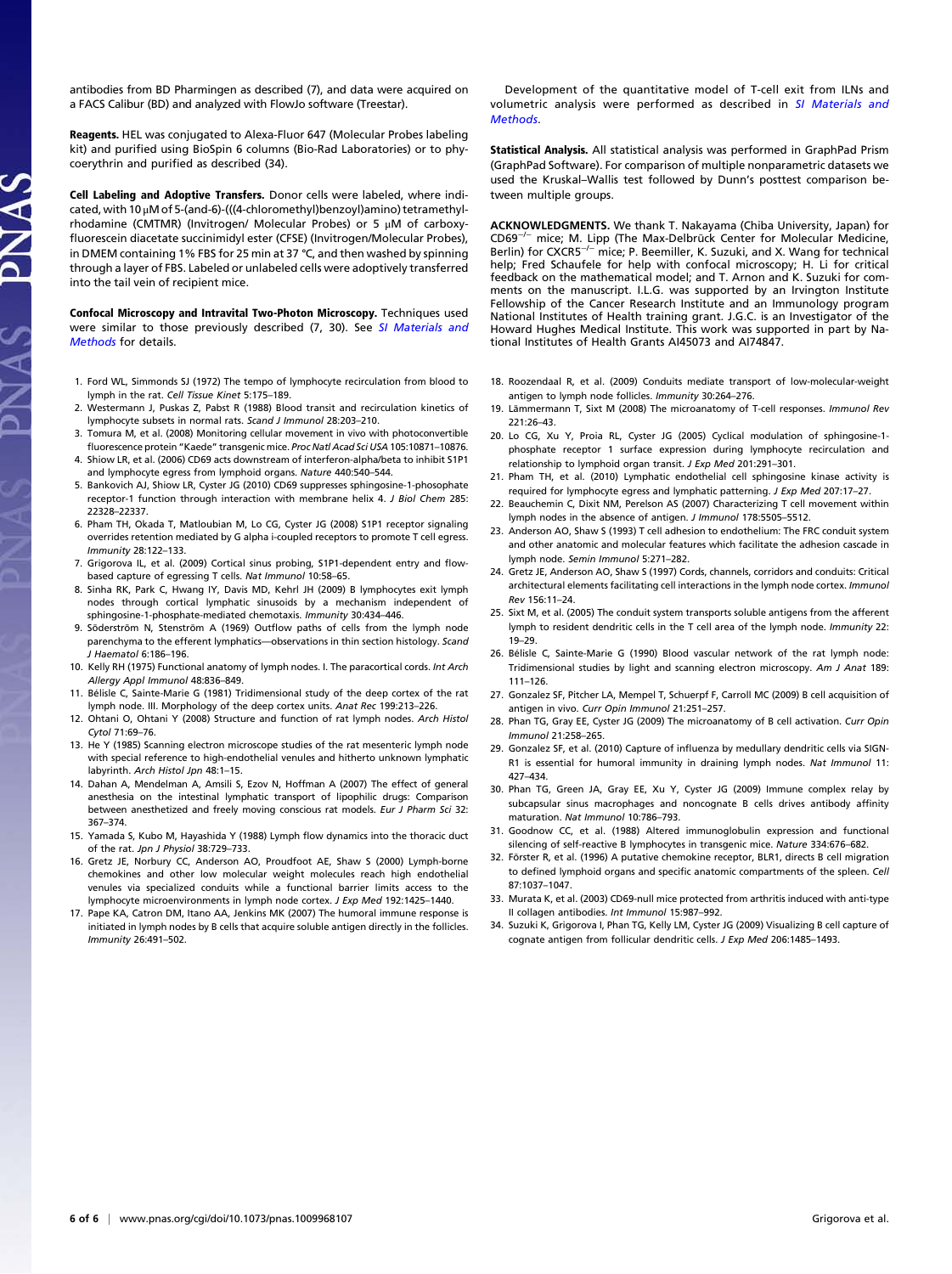antibodies from BD Pharmingen as described (7), and data were acquired on a FACS Calibur (BD) and analyzed with FlowJo software (Treestar).

**Reagents.** HEL was conjugated to Alexa-Fluor 647 (Molecular Probes labeling kit) and purified using BioSpin 6 columns (Bio-Rad Laboratories) or to phycoerythrin and purified as described (34).

**Cell Labeling and Adoptive Transfers.** Donor cells were labeled, where indicated, with 10 μM of 5-(and-6)-(((4-chloromethyl)benzoyl)amino) tetramethylrhodamine (CMTMR) (Invitrogen/ Molecular Probes) or 5 μM of carboxyfluorescein diacetate succinimidyl ester (CFSE) (Invitrogen/Molecular Probes), in DMEM containing 1% FBS for 25 min at 37 °C, and then washed by spinning through a layer of FBS. Labeled or unlabeled cells were adoptively transferred into the tail vein of recipient mice.

**Confocal Microscopy and Intravital Two-Photon Microscopy.** Techniques used were similar to those previously described (7, 30). See *SI Materials and Methods* for details.

Development of the quantitative model of T-cell exit from ILNs and volumetric analysis were performed as described in *SI Materials and Methods*.

**Statistical Analysis.** All statistical analysis was performed in GraphPad Prism (GraphPad Software). For comparison of multiple nonparametric datasets we used the Kruskal–Wallis test followed by Dunn's posttest comparison between multiple groups.

**ACKNOWLEDGMENTS.** We thank T. Nakayama (Chiba University, Japan) for CD69$^{-/-}$ mice; M. Lipp (The Max-Delbrück Center for Molecular Medicine, Berlin) for CXCR5$^{-/-}$ mice; P. Beemiller, K. Suzuki, and X. Wang for technical help; Fred Schaufele for help with confocal microscopy; H. Li for critical feedback on the mathematical model; and T. Arnon and K. Suzuki for comments on the manuscript. I.L.G. was supported by an Irvington Institute Fellowship of the Cancer Research Institute and an Immunology program National Institutes of Health training grant. J.G.C. is an Investigator of the Howard Hughes Medical Institute. This work was supported in part by National Institutes of Health Grants AI45073 and AI74847.

1. Ford WL, Simmonds SJ (1972) The tempo of lymphocyte recirculation from blood to lymph in the rat. *Cell Tissue Kinet* 5:175–189.
2. Westermann J, Puskas Z, Pabst R (1988) Blood transit and recirculation kinetics of lymphocyte subsets in normal rats. *Scand J Immunol* 28:203–210.
3. Tomura M, et al. (2008) Monitoring cellular movement in vivo with photoconvertible fluorescence protein "Kaede" transgenic mice. *Proc Natl Acad Sci USA* 105:10871–10876.
4. Shiow LR, et al. (2006) CD69 acts downstream of interferon-alpha/beta to inhibit S1P1 and lymphocyte egress from lymphoid organs. *Nature* 440:540–544.
5. Bankovich AJ, Shiow LR, Cyster JG (2010) CD69 suppresses sphingosine-1-phosophate receptor-1 function through interaction with membrane helix 4. *J Biol Chem* 285: 22328–22337.
6. Pham TH, Okada T, Matloubian M, Lo CG, Cyster JG (2008) S1P1 receptor signaling overrides retention mediated by G alpha i-coupled receptors to promote T cell egress. *Immunity* 28:122–133.
7. Grigorova IL, et al. (2009) Cortical sinus probing, S1P1-dependent entry and flow-based capture of egressing T cells. *Nat Immunol* 10:58–65.
8. Sinha RK, Park C, Hwang IY, Davis MD, Kehrl JH (2009) B lymphocytes exit lymph nodes through cortical lymphatic sinusoids by a mechanism independent of sphingosine-1-phosphate-mediated chemotaxis. *Immunity* 30:434–446.
9. Söderström N, Stenström A (1969) Outflow paths of cells from the lymph node parenchyma to the efferent lymphatics—observations in thin section histology. *Scand J Haematol* 6:186–196.
10. Kelly RH (1975) Functional anatomy of lymph nodes. I. The paracortical cords. *Int Arch Allergy Appl Immunol* 48:836–849.
11. Bélisle C, Sainte-Marie G (1981) Tridimensional study of the deep cortex of the rat lymph node. III. Morphology of the deep cortex units. *Anat Rec* 199:213–226.
12. Ohtani O, Ohtani Y (2008) Structure and function of rat lymph nodes. *Arch Histol Cytol* 71:69–76.
13. He Y (1985) Scanning electron microscope studies of the rat mesenteric lymph node with special reference to high-endothelial venules and hitherto unknown lymphatic labyrinth. *Arch Histol Jpn* 48:1–15.
14. Dahan A, Mendelman A, Amsili S, Ezov N, Hoffman A (2007) The effect of general anesthesia on the intestinal lymphatic transport of lipophilic drugs: Comparison between anesthetized and freely moving conscious rat models. *Eur J Pharm Sci* 32: 367–374.
15. Yamada S, Kubo M, Hayashida Y (1988) Lymph flow dynamics into the thoracic duct of the rat. *Jpn J Physiol* 38:729–733.
16. Gretz JE, Norbury CC, Anderson AO, Proudfoot AE, Shaw S (2000) Lymph-borne chemokines and other low molecular weight molecules reach high endothelial venules via specialized conduits while a functional barrier limits access to the lymphocyte microenvironments in lymph node cortex. *J Exp Med* 192:1425–1440.
17. Pape KA, Catron DM, Itano AA, Jenkins MK (2007) The humoral immune response is initiated in lymph nodes by B cells that acquire soluble antigen directly in the follicles. *Immunity* 26:491–502.
18. Roozendaal R, et al. (2009) Conduits mediate transport of low-molecular-weight antigen to lymph node follicles. *Immunity* 30:264–276.
19. Lämmermann T, Sixt M (2008) The microanatomy of T-cell responses. *Immunol Rev* 221:26–43.
20. Lo CG, Xu Y, Proia RL, Cyster JG (2005) Cyclical modulation of sphingosine-1-phosphate receptor 1 surface expression during lymphocyte recirculation and relationship to lymphoid organ transit. *J Exp Med* 201:291–301.
21. Pham TH, et al. (2010) Lymphatic endothelial cell sphingosine kinase activity is required for lymphocyte egress and lymphatic patterning. *J Exp Med* 207:17–27.
22. Beauchemin C, Dixit NM, Perelson AS (2007) Characterizing T cell movement within lymph nodes in the absence of antigen. *J Immunol* 178:5505–5512.
23. Anderson AO, Shaw S (1993) T cell adhesion to endothelium: The FRC conduit system and other anatomic and molecular features which facilitate the adhesion cascade in lymph node. *Semin Immunol* 5:271–282.
24. Gretz JE, Anderson AO, Shaw S (1997) Cords, channels, corridors and conduits: Critical architectural elements facilitating cell interactions in the lymph node cortex. *Immunol Rev* 156:11–24.
25. Sixt M, et al. (2005) The conduit system transports soluble antigens from the afferent lymph to resident dendritic cells in the T cell area of the lymph node. *Immunity* 22: 19–29.
26. Bélisle C, Sainte-Marie G (1990) Blood vascular network of the rat lymph node: Tridimensional studies by light and scanning electron microscopy. *Am J Anat* 189: 111–126.
27. Gonzalez SF, Pitcher LA, Mempel T, Schuerpf F, Carroll MC (2009) B cell acquisition of antigen in vivo. *Curr Opin Immunol* 21:251–257.
28. Phan TG, Gray EE, Cyster JG (2009) The microanatomy of B cell activation. *Curr Opin Immunol* 21:258–265.
29. Gonzalez SF, et al. (2010) Capture of influenza by medullary dendritic cells via SIGN-R1 is essential for humoral immunity in draining lymph nodes. *Nat Immunol* 11: 427–434.
30. Phan TG, Green JA, Gray EE, Xu Y, Cyster JG (2009) Immune complex relay by subcapsular sinus macrophages and noncognate B cells drives antibody affinity maturation. *Nat Immunol* 10:786–793.
31. Goodnow CC, et al. (1988) Altered immunoglobulin expression and functional silencing of self-reactive B lymphocytes in transgenic mice. *Nature* 334:676–682.
32. Förster R, et al. (1996) A putative chemokine receptor, BLR1, directs B cell migration to defined lymphoid organs and specific anatomic compartments of the spleen. *Cell* 87:1037–1047.
33. Murata K, et al. (2003) CD69-null mice protected from arthritis induced with anti-type II collagen antibodies. *Int Immunol* 15:987–992.
34. Suzuki K, Grigorova I, Phan TG, Kelly LM, Cyster JG (2009) Visualizing B cell capture of cognate antigen from follicular dendritic cells. *J Exp Med* 206:1485–1493.